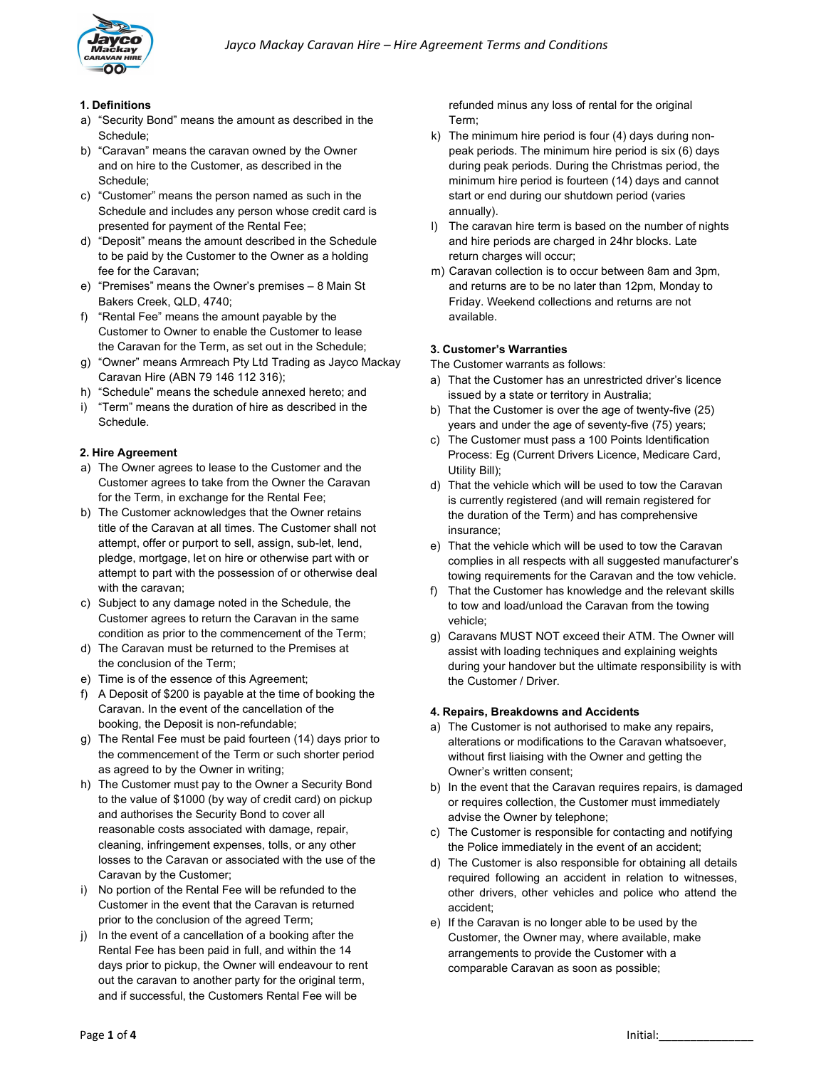# Jayco Mackay Caravan Hire – Hire Agreement Terms and Conditions

## 1. Definitions

a) "Security Bond" means the amount as described in the Schedule;

b) "Caravan" means the caravan owned by the Owner and on hire to the Customer, as described in the Schedule;

c) "Customer" means the person named as such in the Schedule and includes any person whose credit card is presented for payment of the Rental Fee;

d) "Deposit" means the amount described in the Schedule to be paid by the Customer to the Owner as a holding fee for the Caravan;

e) "Premises" means the Owner's premises – 8 Main St Bakers Creek, QLD, 4740;

f) "Rental Fee" means the amount payable by the Customer to Owner to enable the Customer to lease the Caravan for the Term, as set out in the Schedule;

g) "Owner" means Armreach Pty Ltd Trading as Jayco Mackay Caravan Hire (ABN 79 146 112 316);

h) "Schedule" means the schedule annexed hereto; and

i) "Term" means the duration of hire as described in the Schedule.

## 2. Hire Agreement

a) The Owner agrees to lease to the Customer and the Customer agrees to take from the Owner the Caravan for the Term, in exchange for the Rental Fee;

b) The Customer acknowledges that the Owner retains title of the Caravan at all times. The Customer shall not attempt, offer or purport to sell, assign, sub-let, lend, pledge, mortgage, let on hire or otherwise part with or attempt to part with the possession of or otherwise deal with the caravan;

c) Subject to any damage noted in the Schedule, the Customer agrees to return the Caravan in the same condition as prior to the commencement of the Term;

d) The Caravan must be returned to the Premises at the conclusion of the Term;

e) Time is of the essence of this Agreement;

f) A Deposit of $200 is payable at the time of booking the Caravan. In the event of the cancellation of the booking, the Deposit is non-refundable;

g) The Rental Fee must be paid fourteen (14) days prior to the commencement of the Term or such shorter period as agreed to by the Owner in writing;

h) The Customer must pay to the Owner a Security Bond to the value of $1000 (by way of credit card) on pickup and authorises the Security Bond to cover all reasonable costs associated with damage, repair, cleaning, infringement expenses, tolls, or any other losses to the Caravan or associated with the use of the Caravan by the Customer;

i) No portion of the Rental Fee will be refunded to the Customer in the event that the Caravan is returned prior to the conclusion of the agreed Term;

j) In the event of a cancellation of a booking after the Rental Fee has been paid in full, and within the 14 days prior to pickup, the Owner will endeavour to rent out the caravan to another party for the original term, and if successful, the Customers Rental Fee will be refunded minus any loss of rental for the original Term;

k) The minimum hire period is four (4) days during non-peak periods. The minimum hire period is six (6) days during peak periods. During the Christmas period, the minimum hire period is fourteen (14) days and cannot start or end during our shutdown period (varies annually).

l) The caravan hire term is based on the number of nights and hire periods are charged in 24hr blocks. Late return charges will occur;

m) Caravan collection is to occur between 8am and 3pm, and returns are to be no later than 12pm, Monday to Friday. Weekend collections and returns are not available.

## 3. Customer's Warranties

The Customer warrants as follows:

a) That the Customer has an unrestricted driver's licence issued by a state or territory in Australia;

b) That the Customer is over the age of twenty-five (25) years and under the age of seventy-five (75) years;

c) The Customer must pass a 100 Points Identification Process: Eg (Current Drivers Licence, Medicare Card, Utility Bill);

d) That the vehicle which will be used to tow the Caravan is currently registered (and will remain registered for the duration of the Term) and has comprehensive insurance;

e) That the vehicle which will be used to tow the Caravan complies in all respects with all suggested manufacturer's towing requirements for the Caravan and the tow vehicle.

f) That the Customer has knowledge and the relevant skills to tow and load/unload the Caravan from the towing vehicle;

g) Caravans MUST NOT exceed their ATM. The Owner will assist with loading techniques and explaining weights during your handover but the ultimate responsibility is with the Customer / Driver.

## 4. Repairs, Breakdowns and Accidents

a) The Customer is not authorised to make any repairs, alterations or modifications to the Caravan whatsoever, without first liaising with the Owner and getting the Owner's written consent;

b) In the event that the Caravan requires repairs, is damaged or requires collection, the Customer must immediately advise the Owner by telephone;

c) The Customer is responsible for contacting and notifying the Police immediately in the event of an accident;

d) The Customer is also responsible for obtaining all details required following an accident in relation to witnesses, other drivers, other vehicles and police who attend the accident;

e) If the Caravan is no longer able to be used by the Customer, the Owner may, where available, make arrangements to provide the Customer with a comparable Caravan as soon as possible;

Initial:_______________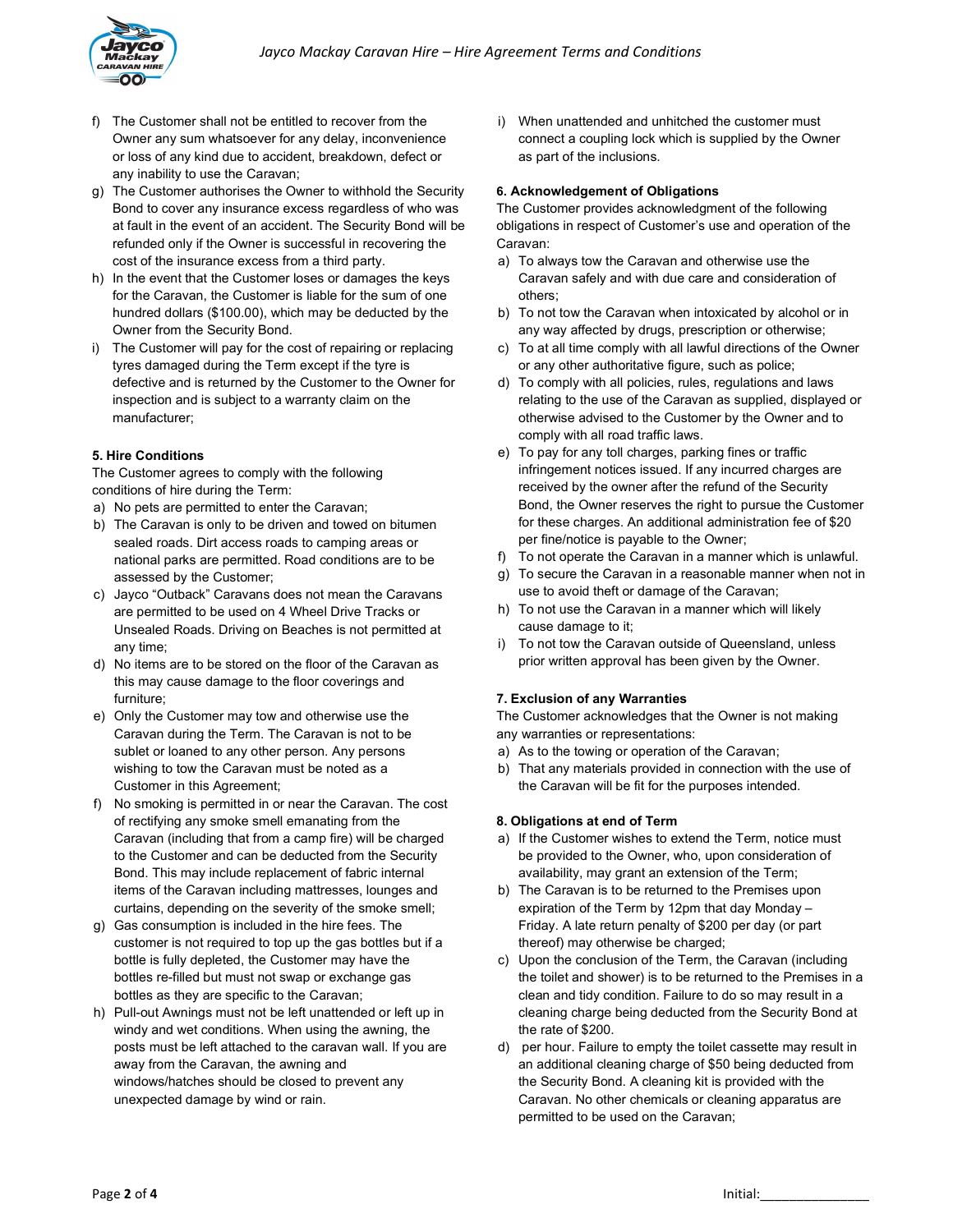f) The Customer shall not be entitled to recover from the Owner any sum whatsoever for any delay, inconvenience or loss of any kind due to accident, breakdown, defect or any inability to use the Caravan;

g) The Customer authorises the Owner to withhold the Security Bond to cover any insurance excess regardless of who was at fault in the event of an accident. The Security Bond will be refunded only if the Owner is successful in recovering the cost of the insurance excess from a third party.

h) In the event that the Customer loses or damages the keys for the Caravan, the Customer is liable for the sum of one hundred dollars ($100.00), which may be deducted by the Owner from the Security Bond.

i) The Customer will pay for the cost of repairing or replacing tyres damaged during the Term except if the tyre is defective and is returned by the Customer to the Owner for inspection and is subject to a warranty claim on the manufacturer;

**5. Hire Conditions**

The Customer agrees to comply with the following conditions of hire during the Term:

a) No pets are permitted to enter the Caravan;

b) The Caravan is only to be driven and towed on bitumen sealed roads. Dirt access roads to camping areas or national parks are permitted. Road conditions are to be assessed by the Customer;

c) Jayco "Outback" Caravans does not mean the Caravans are permitted to be used on 4 Wheel Drive Tracks or Unsealed Roads. Driving on Beaches is not permitted at any time;

d) No items are to be stored on the floor of the Caravan as this may cause damage to the floor coverings and furniture;

e) Only the Customer may tow and otherwise use the Caravan during the Term. The Caravan is not to be sublet or loaned to any other person. Any persons wishing to tow the Caravan must be noted as a Customer in this Agreement;

f) No smoking is permitted in or near the Caravan. The cost of rectifying any smoke smell emanating from the Caravan (including that from a camp fire) will be charged to the Customer and can be deducted from the Security Bond. This may include replacement of fabric internal items of the Caravan including mattresses, lounges and curtains, depending on the severity of the smoke smell;

g) Gas consumption is included in the hire fees. The customer is not required to top up the gas bottles but if a bottle is fully depleted, the Customer may have the bottles re-filled but must not swap or exchange gas bottles as they are specific to the Caravan;

h) Pull-out Awnings must not be left unattended or left up in windy and wet conditions. When using the awning, the posts must be left attached to the caravan wall. If you are away from the Caravan, the awning and windows/hatches should be closed to prevent any unexpected damage by wind or rain.

i) When unattended and unhitched the customer must connect a coupling lock which is supplied by the Owner as part of the inclusions.

**6. Acknowledgement of Obligations**

The Customer provides acknowledgment of the following obligations in respect of Customer's use and operation of the Caravan:

a) To always tow the Caravan and otherwise use the Caravan safely and with due care and consideration of others;

b) To not tow the Caravan when intoxicated by alcohol or in any way affected by drugs, prescription or otherwise;

c) To at all time comply with all lawful directions of the Owner or any other authoritative figure, such as police;

d) To comply with all policies, rules, regulations and laws relating to the use of the Caravan as supplied, displayed or otherwise advised to the Customer by the Owner and to comply with all road traffic laws.

e) To pay for any toll charges, parking fines or traffic infringement notices issued. If any incurred charges are received by the owner after the refund of the Security Bond, the Owner reserves the right to pursue the Customer for these charges. An additional administration fee of $20 per fine/notice is payable to the Owner;

f) To not operate the Caravan in a manner which is unlawful.

g) To secure the Caravan in a reasonable manner when not in use to avoid theft or damage of the Caravan;

h) To not use the Caravan in a manner which will likely cause damage to it;

i) To not tow the Caravan outside of Queensland, unless prior written approval has been given by the Owner.

**7. Exclusion of any Warranties**

The Customer acknowledges that the Owner is not making any warranties or representations:

a) As to the towing or operation of the Caravan;

b) That any materials provided in connection with the use of the Caravan will be fit for the purposes intended.

**8. Obligations at end of Term**

a) If the Customer wishes to extend the Term, notice must be provided to the Owner, who, upon consideration of availability, may grant an extension of the Term;

b) The Caravan is to be returned to the Premises upon expiration of the Term by 12pm that day Monday – Friday. A late return penalty of $200 per day (or part thereof) may otherwise be charged;

c) Upon the conclusion of the Term, the Caravan (including the toilet and shower) is to be returned to the Premises in a clean and tidy condition. Failure to do so may result in a cleaning charge being deducted from the Security Bond at the rate of $200.

d) per hour. Failure to empty the toilet cassette may result in an additional cleaning charge of $50 being deducted from the Security Bond. A cleaning kit is provided with the Caravan. No other chemicals or cleaning apparatus are permitted to be used on the Caravan;

Initial:_______________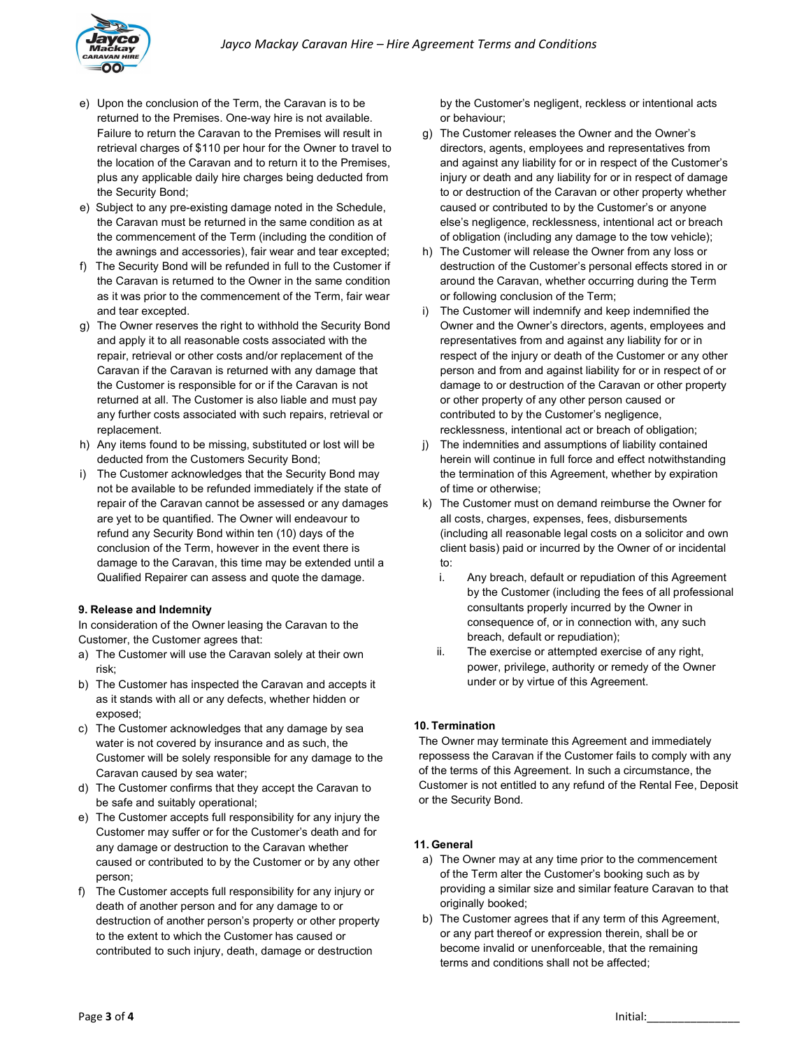e) Upon the conclusion of the Term, the Caravan is to be returned to the Premises. One-way hire is not available. Failure to return the Caravan to the Premises will result in retrieval charges of $110 per hour for the Owner to travel to the location of the Caravan and to return it to the Premises, plus any applicable daily hire charges being deducted from the Security Bond;

e) Subject to any pre-existing damage noted in the Schedule, the Caravan must be returned in the same condition as at the commencement of the Term (including the condition of the awnings and accessories), fair wear and tear excepted;

f) The Security Bond will be refunded in full to the Customer if the Caravan is returned to the Owner in the same condition as it was prior to the commencement of the Term, fair wear and tear excepted.

g) The Owner reserves the right to withhold the Security Bond and apply it to all reasonable costs associated with the repair, retrieval or other costs and/or replacement of the Caravan if the Caravan is returned with any damage that the Customer is responsible for or if the Caravan is not returned at all. The Customer is also liable and must pay any further costs associated with such repairs, retrieval or replacement.

h) Any items found to be missing, substituted or lost will be deducted from the Customers Security Bond;

i) The Customer acknowledges that the Security Bond may not be available to be refunded immediately if the state of repair of the Caravan cannot be assessed or any damages are yet to be quantified. The Owner will endeavour to refund any Security Bond within ten (10) days of the conclusion of the Term, however in the event there is damage to the Caravan, this time may be extended until a Qualified Repairer can assess and quote the damage.

**9. Release and Indemnity**

In consideration of the Owner leasing the Caravan to the Customer, the Customer agrees that:

a) The Customer will use the Caravan solely at their own risk;

b) The Customer has inspected the Caravan and accepts it as it stands with all or any defects, whether hidden or exposed;

c) The Customer acknowledges that any damage by sea water is not covered by insurance and as such, the Customer will be solely responsible for any damage to the Caravan caused by sea water;

d) The Customer confirms that they accept the Caravan to be safe and suitably operational;

e) The Customer accepts full responsibility for any injury the Customer may suffer or for the Customer's death and for any damage or destruction to the Caravan whether caused or contributed to by the Customer or by any other person;

f) The Customer accepts full responsibility for any injury or death of another person and for any damage to or destruction of another person's property or other property to the extent to which the Customer has caused or contributed to such injury, death, damage or destruction by the Customer's negligent, reckless or intentional acts or behaviour;

g) The Customer releases the Owner and the Owner's directors, agents, employees and representatives from and against any liability for or in respect of the Customer's injury or death and any liability for or in respect of damage to or destruction of the Caravan or other property whether caused or contributed to by the Customer's or anyone else's negligence, recklessness, intentional act or breach of obligation (including any damage to the tow vehicle);

h) The Customer will release the Owner from any loss or destruction of the Customer's personal effects stored in or around the Caravan, whether occurring during the Term or following conclusion of the Term;

i) The Customer will indemnify and keep indemnified the Owner and the Owner's directors, agents, employees and representatives from and against any liability for or in respect of the injury or death of the Customer or any other person and from and against liability for or in respect of or damage to or destruction of the Caravan or other property or other property of any other person caused or contributed to by the Customer's negligence, recklessness, intentional act or breach of obligation;

j) The indemnities and assumptions of liability contained herein will continue in full force and effect notwithstanding the termination of this Agreement, whether by expiration of time or otherwise;

k) The Customer must on demand reimburse the Owner for all costs, charges, expenses, fees, disbursements (including all reasonable legal costs on a solicitor and own client basis) paid or incurred by the Owner of or incidental to:

   i. Any breach, default or repudiation of this Agreement by the Customer (including the fees of all professional consultants properly incurred by the Owner in consequence of, or in connection with, any such breach, default or repudiation);

   ii. The exercise or attempted exercise of any right, power, privilege, authority or remedy of the Owner under or by virtue of this Agreement.

**10. Termination**

The Owner may terminate this Agreement and immediately repossess the Caravan if the Customer fails to comply with any of the terms of this Agreement. In such a circumstance, the Customer is not entitled to any refund of the Rental Fee, Deposit or the Security Bond.

**11. General**

a) The Owner may at any time prior to the commencement of the Term alter the Customer's booking such as by providing a similar size and similar feature Caravan to that originally booked;

b) The Customer agrees that if any term of this Agreement, or any part thereof or expression therein, shall be or become invalid or unenforceable, that the remaining terms and conditions shall not be affected;

Initial:_______________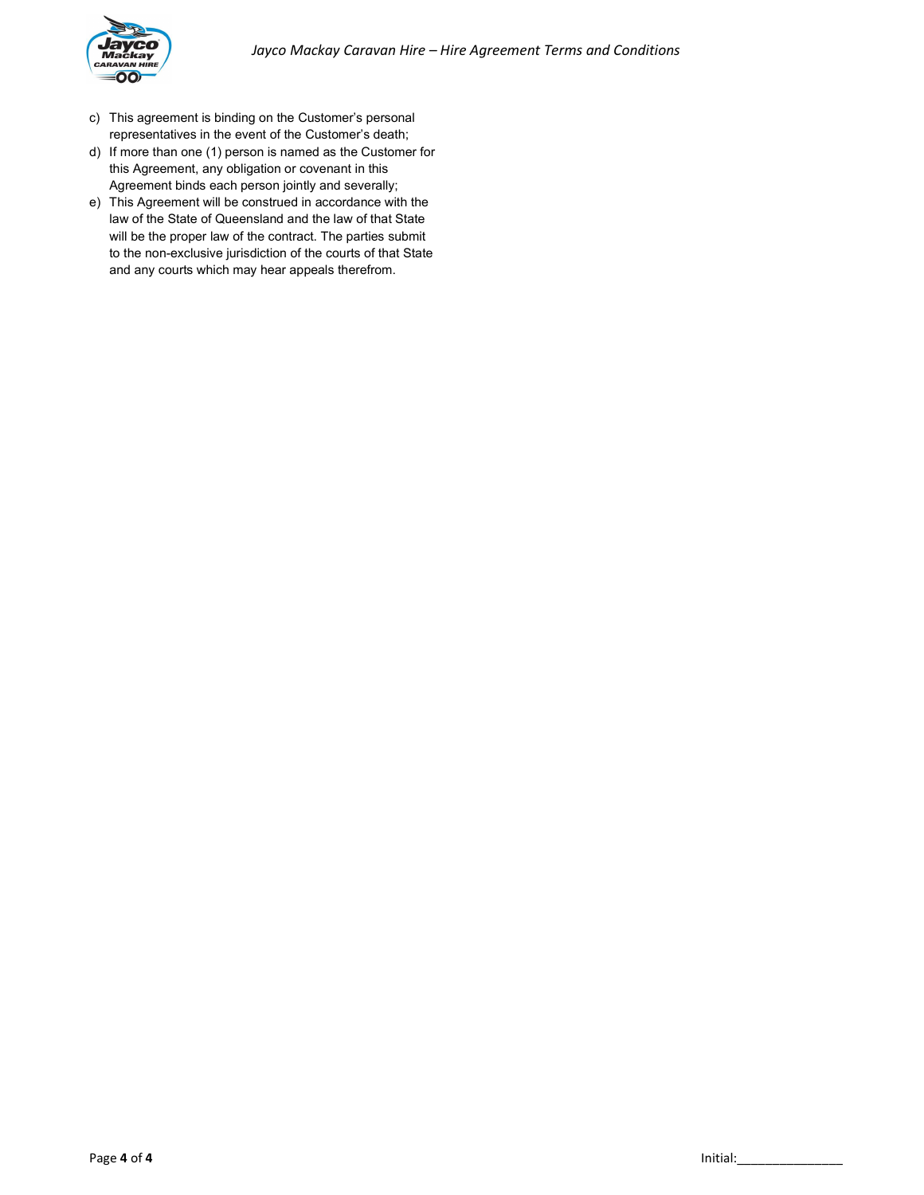c) This agreement is binding on the Customer's personal representatives in the event of the Customer's death;

d) If more than one (1) person is named as the Customer for this Agreement, any obligation or covenant in this Agreement binds each person jointly and severally;

e) This Agreement will be construed in accordance with the law of the State of Queensland and the law of that State will be the proper law of the contract. The parties submit to the non-exclusive jurisdiction of the courts of that State and any courts which may hear appeals therefrom.